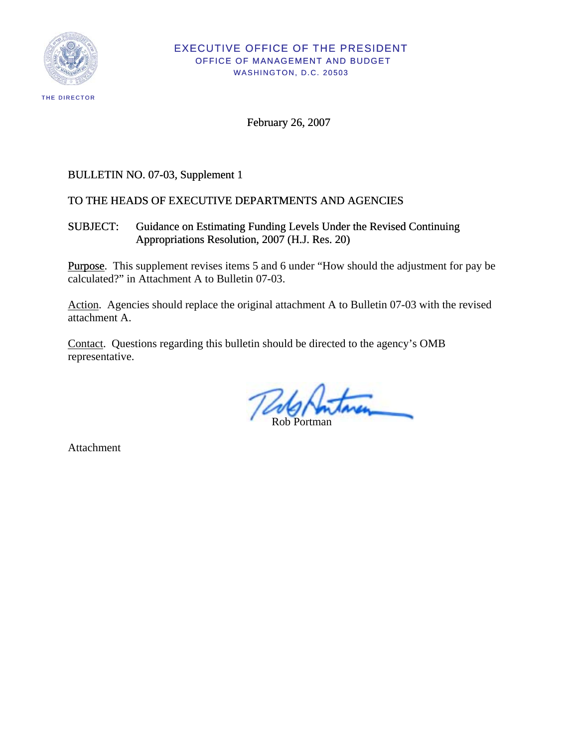EXECUTIVE OFFICE OF THE PRESIDENT
OFFICE OF MANAGEMENT AND BUDGET
WASHINGTON, D.C. 20503

THE DIRECTOR

February 26, 2007

BULLETIN NO. 07-03, Supplement 1

TO THE HEADS OF EXECUTIVE DEPARTMENTS AND AGENCIES

SUBJECT: Guidance on Estimating Funding Levels Under the Revised Continuing Appropriations Resolution, 2007 (H.J. Res. 20)

Purpose. This supplement revises items 5 and 6 under "How should the adjustment for pay be calculated?" in Attachment A to Bulletin 07-03.

Action. Agencies should replace the original attachment A to Bulletin 07-03 with the revised attachment A.

Contact. Questions regarding this bulletin should be directed to the agency's OMB representative.

Rob Portman

Attachment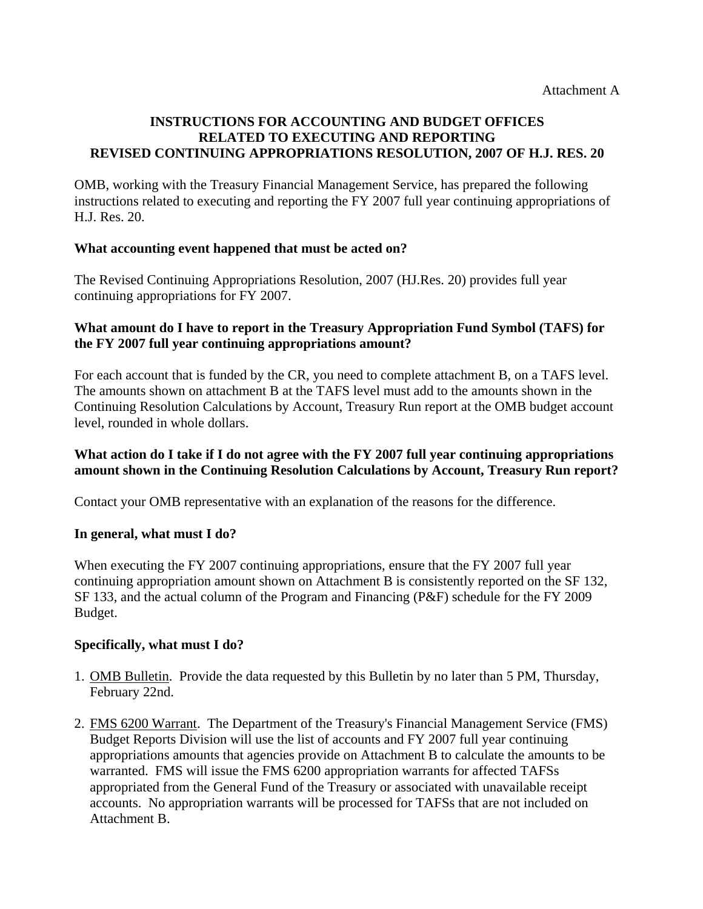Attachment A

**INSTRUCTIONS FOR ACCOUNTING AND BUDGET OFFICES RELATED TO EXECUTING AND REPORTING REVISED CONTINUING APPROPRIATIONS RESOLUTION, 2007 OF H.J. RES. 20**

OMB, working with the Treasury Financial Management Service, has prepared the following instructions related to executing and reporting the FY 2007 full year continuing appropriations of H.J. Res. 20.

**What accounting event happened that must be acted on?**

The Revised Continuing Appropriations Resolution, 2007 (HJ.Res. 20) provides full year continuing appropriations for FY 2007.

**What amount do I have to report in the Treasury Appropriation Fund Symbol (TAFS) for the FY 2007 full year continuing appropriations amount?**

For each account that is funded by the CR, you need to complete attachment B, on a TAFS level. The amounts shown on attachment B at the TAFS level must add to the amounts shown in the Continuing Resolution Calculations by Account, Treasury Run report at the OMB budget account level, rounded in whole dollars.

**What action do I take if I do not agree with the FY 2007 full year continuing appropriations amount shown in the Continuing Resolution Calculations by Account, Treasury Run report?**

Contact your OMB representative with an explanation of the reasons for the difference.

**In general, what must I do?**

When executing the FY 2007 continuing appropriations, ensure that the FY 2007 full year continuing appropriation amount shown on Attachment B is consistently reported on the SF 132, SF 133, and the actual column of the Program and Financing (P&F) schedule for the FY 2009 Budget.

**Specifically, what must I do?**

1. OMB Bulletin. Provide the data requested by this Bulletin by no later than 5 PM, Thursday, February 22nd.

2. FMS 6200 Warrant. The Department of the Treasury's Financial Management Service (FMS) Budget Reports Division will use the list of accounts and FY 2007 full year continuing appropriations amounts that agencies provide on Attachment B to calculate the amounts to be warranted. FMS will issue the FMS 6200 appropriation warrants for affected TAFSs appropriated from the General Fund of the Treasury or associated with unavailable receipt accounts. No appropriation warrants will be processed for TAFSs that are not included on Attachment B.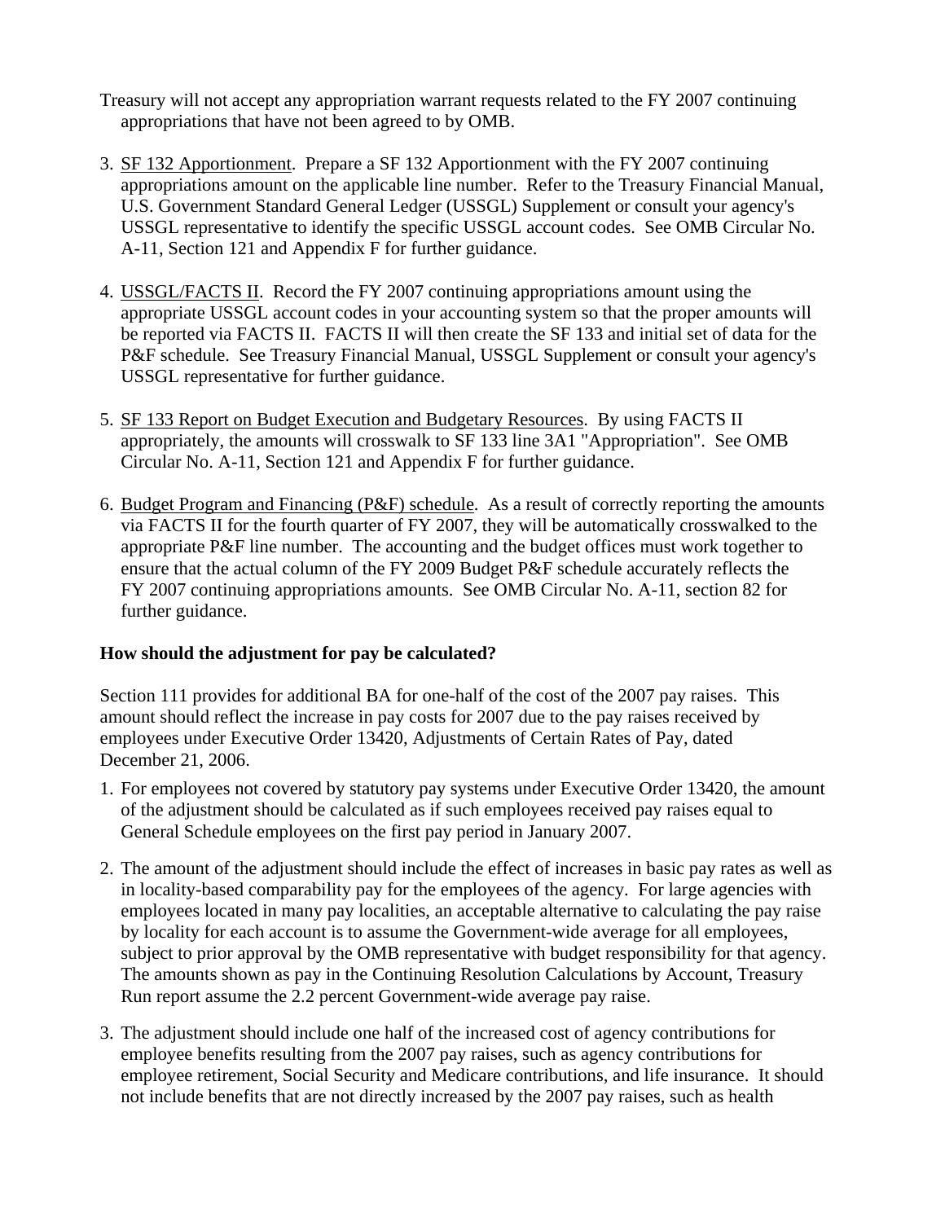Treasury will not accept any appropriation warrant requests related to the FY 2007 continuing appropriations that have not been agreed to by OMB.

3. SF 132 Apportionment. Prepare a SF 132 Apportionment with the FY 2007 continuing appropriations amount on the applicable line number. Refer to the Treasury Financial Manual, U.S. Government Standard General Ledger (USSGL) Supplement or consult your agency's USSGL representative to identify the specific USSGL account codes. See OMB Circular No. A-11, Section 121 and Appendix F for further guidance.

4. USSGL/FACTS II. Record the FY 2007 continuing appropriations amount using the appropriate USSGL account codes in your accounting system so that the proper amounts will be reported via FACTS II. FACTS II will then create the SF 133 and initial set of data for the P&F schedule. See Treasury Financial Manual, USSGL Supplement or consult your agency's USSGL representative for further guidance.

5. SF 133 Report on Budget Execution and Budgetary Resources. By using FACTS II appropriately, the amounts will crosswalk to SF 133 line 3A1 "Appropriation". See OMB Circular No. A-11, Section 121 and Appendix F for further guidance.

6. Budget Program and Financing (P&F) schedule. As a result of correctly reporting the amounts via FACTS II for the fourth quarter of FY 2007, they will be automatically crosswalked to the appropriate P&F line number. The accounting and the budget offices must work together to ensure that the actual column of the FY 2009 Budget P&F schedule accurately reflects the FY 2007 continuing appropriations amounts. See OMB Circular No. A-11, section 82 for further guidance.

**How should the adjustment for pay be calculated?**

Section 111 provides for additional BA for one-half of the cost of the 2007 pay raises. This amount should reflect the increase in pay costs for 2007 due to the pay raises received by employees under Executive Order 13420, Adjustments of Certain Rates of Pay, dated December 21, 2006.

1. For employees not covered by statutory pay systems under Executive Order 13420, the amount of the adjustment should be calculated as if such employees received pay raises equal to General Schedule employees on the first pay period in January 2007.

2. The amount of the adjustment should include the effect of increases in basic pay rates as well as in locality-based comparability pay for the employees of the agency. For large agencies with employees located in many pay localities, an acceptable alternative to calculating the pay raise by locality for each account is to assume the Government-wide average for all employees, subject to prior approval by the OMB representative with budget responsibility for that agency. The amounts shown as pay in the Continuing Resolution Calculations by Account, Treasury Run report assume the 2.2 percent Government-wide average pay raise.

3. The adjustment should include one half of the increased cost of agency contributions for employee benefits resulting from the 2007 pay raises, such as agency contributions for employee retirement, Social Security and Medicare contributions, and life insurance. It should not include benefits that are not directly increased by the 2007 pay raises, such as health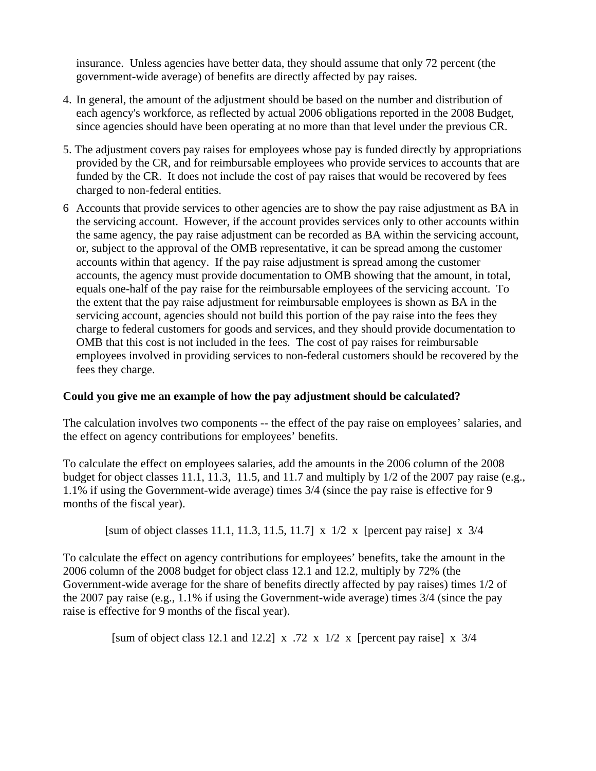insurance. Unless agencies have better data, they should assume that only 72 percent (the government-wide average) of benefits are directly affected by pay raises.

4. In general, the amount of the adjustment should be based on the number and distribution of each agency's workforce, as reflected by actual 2006 obligations reported in the 2008 Budget, since agencies should have been operating at no more than that level under the previous CR.

5. The adjustment covers pay raises for employees whose pay is funded directly by appropriations provided by the CR, and for reimbursable employees who provide services to accounts that are funded by the CR. It does not include the cost of pay raises that would be recovered by fees charged to non-federal entities.

6 Accounts that provide services to other agencies are to show the pay raise adjustment as BA in the servicing account. However, if the account provides services only to other accounts within the same agency, the pay raise adjustment can be recorded as BA within the servicing account, or, subject to the approval of the OMB representative, it can be spread among the customer accounts within that agency. If the pay raise adjustment is spread among the customer accounts, the agency must provide documentation to OMB showing that the amount, in total, equals one-half of the pay raise for the reimbursable employees of the servicing account. To the extent that the pay raise adjustment for reimbursable employees is shown as BA in the servicing account, agencies should not build this portion of the pay raise into the fees they charge to federal customers for goods and services, and they should provide documentation to OMB that this cost is not included in the fees. The cost of pay raises for reimbursable employees involved in providing services to non-federal customers should be recovered by the fees they charge.

**Could you give me an example of how the pay adjustment should be calculated?**

The calculation involves two components -- the effect of the pay raise on employees' salaries, and the effect on agency contributions for employees' benefits.

To calculate the effect on employees salaries, add the amounts in the 2006 column of the 2008 budget for object classes 11.1, 11.3, 11.5, and 11.7 and multiply by 1/2 of the 2007 pay raise (e.g., 1.1% if using the Government-wide average) times 3/4 (since the pay raise is effective for 9 months of the fiscal year).

[sum of object classes 11.1, 11.3, 11.5, 11.7] x 1/2 x [percent pay raise] x 3/4

To calculate the effect on agency contributions for employees' benefits, take the amount in the 2006 column of the 2008 budget for object class 12.1 and 12.2, multiply by 72% (the Government-wide average for the share of benefits directly affected by pay raises) times 1/2 of the 2007 pay raise (e.g., 1.1% if using the Government-wide average) times 3/4 (since the pay raise is effective for 9 months of the fiscal year).

[sum of object class 12.1 and 12.2] x .72 x 1/2 x [percent pay raise] x 3/4